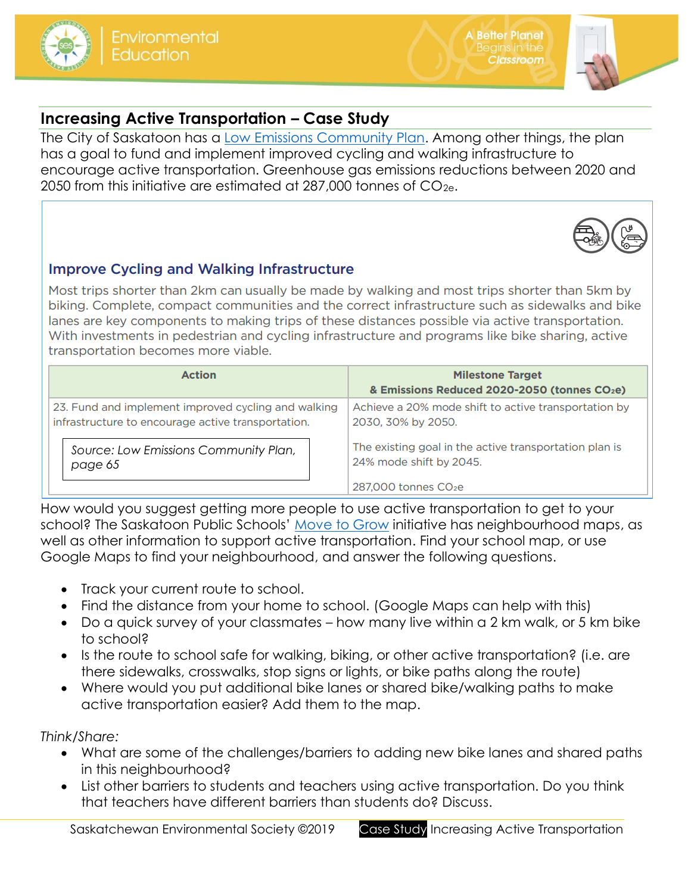## Increasing Active Transportation – Case Study

The City of Saskatoon has a Low Emissions Community Plan. Among other things, the plan has a goal to fund and implement improved cycling and walking infrastructure to encourage active transportation. Greenhouse gas emissions reductions between 2020 and 2050 from this initiative are estimated at 287,000 tonnes of $CO_{2e}$.

### Improve Cycling and Walking Infrastructure

Most trips shorter than 2km can usually be made by walking and most trips shorter than 5km by biking. Complete, compact communities and the correct infrastructure such as sidewalks and bike lanes are key components to making trips of these distances possible via active transportation. With investments in pedestrian and cycling infrastructure and programs like bike sharing, active transportation becomes more viable.

| Action | Milestone Target & Emissions Reduced 2020-2050 (tonnes $CO_2e$) |
|---|---|
| 23. Fund and implement improved cycling and walking infrastructure to encourage active transportation.<br><br>*Source: Low Emissions Community Plan, page 65* | Achieve a 20% mode shift to active transportation by 2030, 30% by 2050.<br><br>The existing goal in the active transportation plan is 24% mode shift by 2045.<br><br>287,000 tonnes $CO_2e$ |

How would you suggest getting more people to use active transportation to get to your school? The Saskatoon Public Schools' Move to Grow initiative has neighbourhood maps, as well as other information to support active transportation. Find your school map, or use Google Maps to find your neighbourhood, and answer the following questions.

- Track your current route to school.
- Find the distance from your home to school. (Google Maps can help with this)
- Do a quick survey of your classmates – how many live within a 2 km walk, or 5 km bike to school?
- Is the route to school safe for walking, biking, or other active transportation? (i.e. are there sidewalks, crosswalks, stop signs or lights, or bike paths along the route)
- Where would you put additional bike lanes or shared bike/walking paths to make active transportation easier? Add them to the map.

*Think/Share:*

- What are some of the challenges/barriers to adding new bike lanes and shared paths in this neighbourhood?
- List other barriers to students and teachers using active transportation. Do you think that teachers have different barriers than students do? Discuss.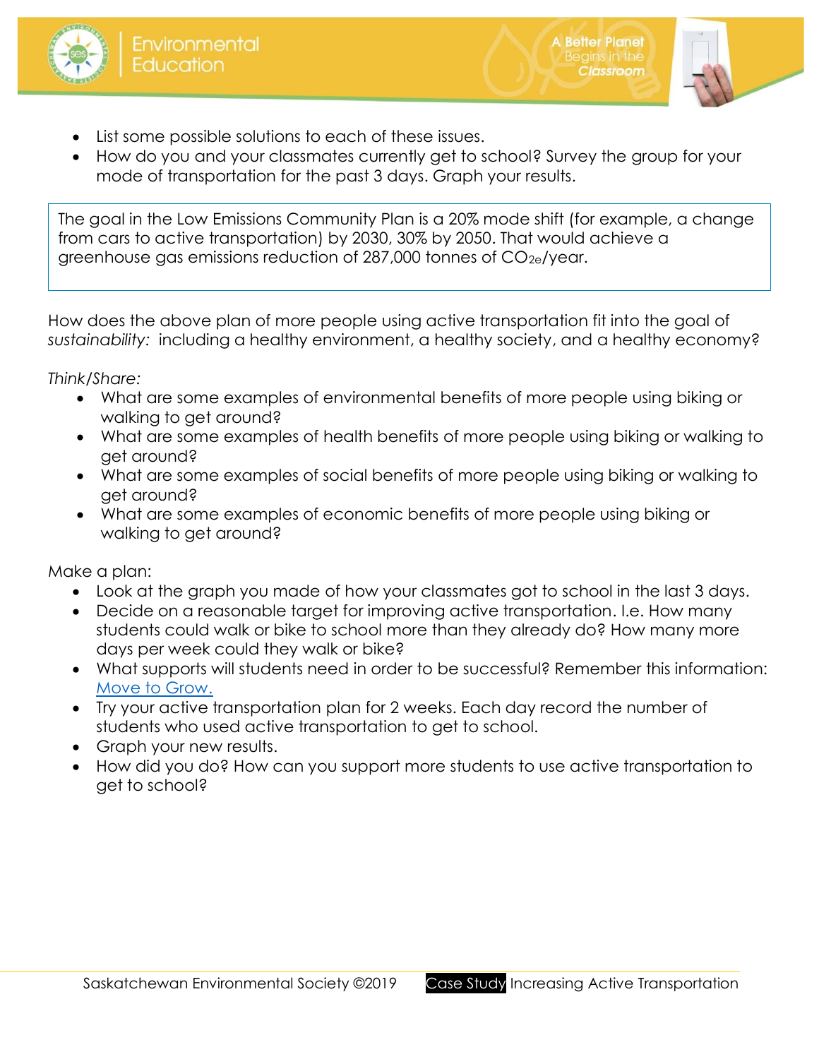- List some possible solutions to each of these issues.
- How do you and your classmates currently get to school? Survey the group for your mode of transportation for the past 3 days. Graph your results.

The goal in the Low Emissions Community Plan is a 20% mode shift (for example, a change from cars to active transportation) by 2030, 30% by 2050. That would achieve a greenhouse gas emissions reduction of 287,000 tonnes of $CO_{2e}$/year.

How does the above plan of more people using active transportation fit into the goal of *sustainability:* including a healthy environment, a healthy society, and a healthy economy?

*Think/Share:*

- What are some examples of environmental benefits of more people using biking or walking to get around?
- What are some examples of health benefits of more people using biking or walking to get around?
- What are some examples of social benefits of more people using biking or walking to get around?
- What are some examples of economic benefits of more people using biking or walking to get around?

Make a plan:

- Look at the graph you made of how your classmates got to school in the last 3 days.
- Decide on a reasonable target for improving active transportation. I.e. How many students could walk or bike to school more than they already do? How many more days per week could they walk or bike?
- What supports will students need in order to be successful? Remember this information: [Move to Grow.]
- Try your active transportation plan for 2 weeks. Each day record the number of students who used active transportation to get to school.
- Graph your new results.
- How did you do? How can you support more students to use active transportation to get to school?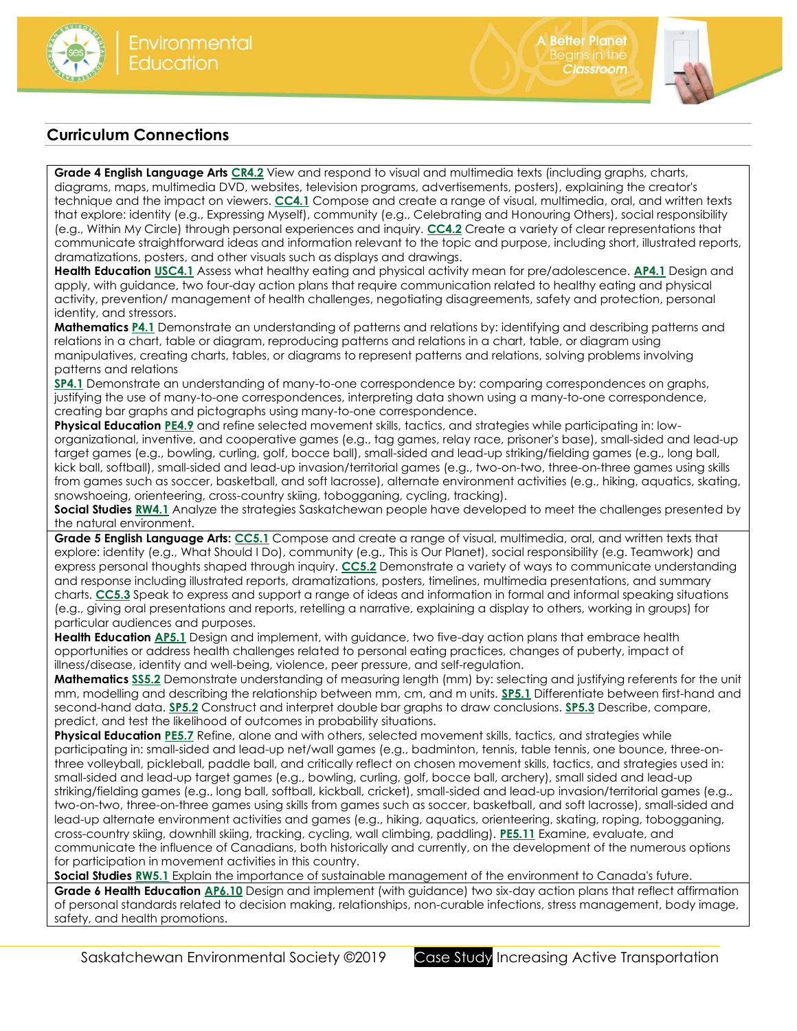## Curriculum Connections

**Grade 4 English Language Arts** **CR4.2** View and respond to visual and multimedia texts (including graphs, charts, diagrams, maps, multimedia DVD, websites, television programs, advertisements, posters), explaining the creator's technique and the impact on viewers. **CC4.1** Compose and create a range of visual, multimedia, oral, and written texts that explore: identity (e.g., Expressing Myself), community (e.g., Celebrating and Honouring Others), social responsibility (e.g., Within My Circle) through personal experiences and inquiry. **CC4.2** Create a variety of clear representations that communicate straightforward ideas and information relevant to the topic and purpose, including short, illustrated reports, dramatizations, posters, and other visuals such as displays and drawings.

**Health Education** **USC4.1** Assess what healthy eating and physical activity mean for pre/adolescence. **AP4.1** Design and apply, with guidance, two four-day action plans that require communication related to healthy eating and physical activity, prevention/ management of health challenges, negotiating disagreements, safety and protection, personal identity, and stressors.

**Mathematics** **P4.1** Demonstrate an understanding of patterns and relations by: identifying and describing patterns and relations in a chart, table or diagram, reproducing patterns and relations in a chart, table, or diagram using manipulatives, creating charts, tables, or diagrams to represent patterns and relations, solving problems involving patterns and relations

**SP4.1** Demonstrate an understanding of many-to-one correspondence by: comparing correspondences on graphs, justifying the use of many-to-one correspondences, interpreting data shown using a many-to-one correspondence, creating bar graphs and pictographs using many-to-one correspondence.

**Physical Education** **PE4.9** and refine selected movement skills, tactics, and strategies while participating in: low-organizational, inventive, and cooperative games (e.g., tag games, relay race, prisoner's base), small-sided and lead-up target games (e.g., bowling, curling, golf, bocce ball), small-sided and lead-up striking/fielding games (e.g., long ball, kick ball, softball), small-sided and lead-up invasion/territorial games (e.g., two-on-two, three-on-three games using skills from games such as soccer, basketball, and soft lacrosse), alternate environment activities (e.g., hiking, aquatics, skating, snowshoeing, orienteering, cross-country skiing, tobogganing, cycling, tracking).

**Social Studies** **RW4.1** Analyze the strategies Saskatchewan people have developed to meet the challenges presented by the natural environment.

**Grade 5 English Language Arts:** **CC5.1** Compose and create a range of visual, multimedia, oral, and written texts that explore: identity (e.g., What Should I Do), community (e.g., This is Our Planet), social responsibility (e.g. Teamwork) and express personal thoughts shaped through inquiry. **CC5.2** Demonstrate a variety of ways to communicate understanding and response including illustrated reports, dramatizations, posters, timelines, multimedia presentations, and summary charts. **CC5.3** Speak to express and support a range of ideas and information in formal and informal speaking situations (e.g., giving oral presentations and reports, retelling a narrative, explaining a display to others, working in groups) for particular audiences and purposes.

**Health Education** **AP5.1** Design and implement, with guidance, two five-day action plans that embrace health opportunities or address health challenges related to personal eating practices, changes of puberty, impact of illness/disease, identity and well-being, violence, peer pressure, and self-regulation.

**Mathematics** **SS5.2** Demonstrate understanding of measuring length (mm) by: selecting and justifying referents for the unit mm, modelling and describing the relationship between mm, cm, and m units. **SP5.1** Differentiate between first-hand and second-hand data. **SP5.2** Construct and interpret double bar graphs to draw conclusions. **SP5.3** Describe, compare, predict, and test the likelihood of outcomes in probability situations.

**Physical Education** **PE5.7** Refine, alone and with others, selected movement skills, tactics, and strategies while participating in: small-sided and lead-up net/wall games (e.g., badminton, tennis, table tennis, one bounce, three-on-three volleyball, pickleball, paddle ball, and critically reflect on chosen movement skills, tactics, and strategies used in: small-sided and lead-up target games (e.g., bowling, curling, golf, bocce ball, archery), small sided and lead-up striking/fielding games (e.g., long ball, kickball, cricket), small-sided and lead-up invasion/territorial games (e.g., two-on-two, three-on-three games using skills from games such as soccer, basketball, and soft lacrosse), small-sided and lead-up alternate environment activities and games (e.g., hiking, aquatics, orienteering, skating, roping, tobogganing, cross-country skiing, downhill skiing, tracking, cycling, wall climbing, paddling). **PE5.11** Examine, evaluate, and communicate the influence of Canadians, both historically and currently, on the development of the numerous options for participation in movement activities in this country.

**Social Studies** **RW5.1** Explain the importance of sustainable management of the environment to Canada's future.

**Grade 6 Health Education** **AP6.10** Design and implement (with guidance) two six-day action plans that reflect affirmation of personal standards related to decision making, relationships, non-curable infections, stress management, body image, safety, and health promotions.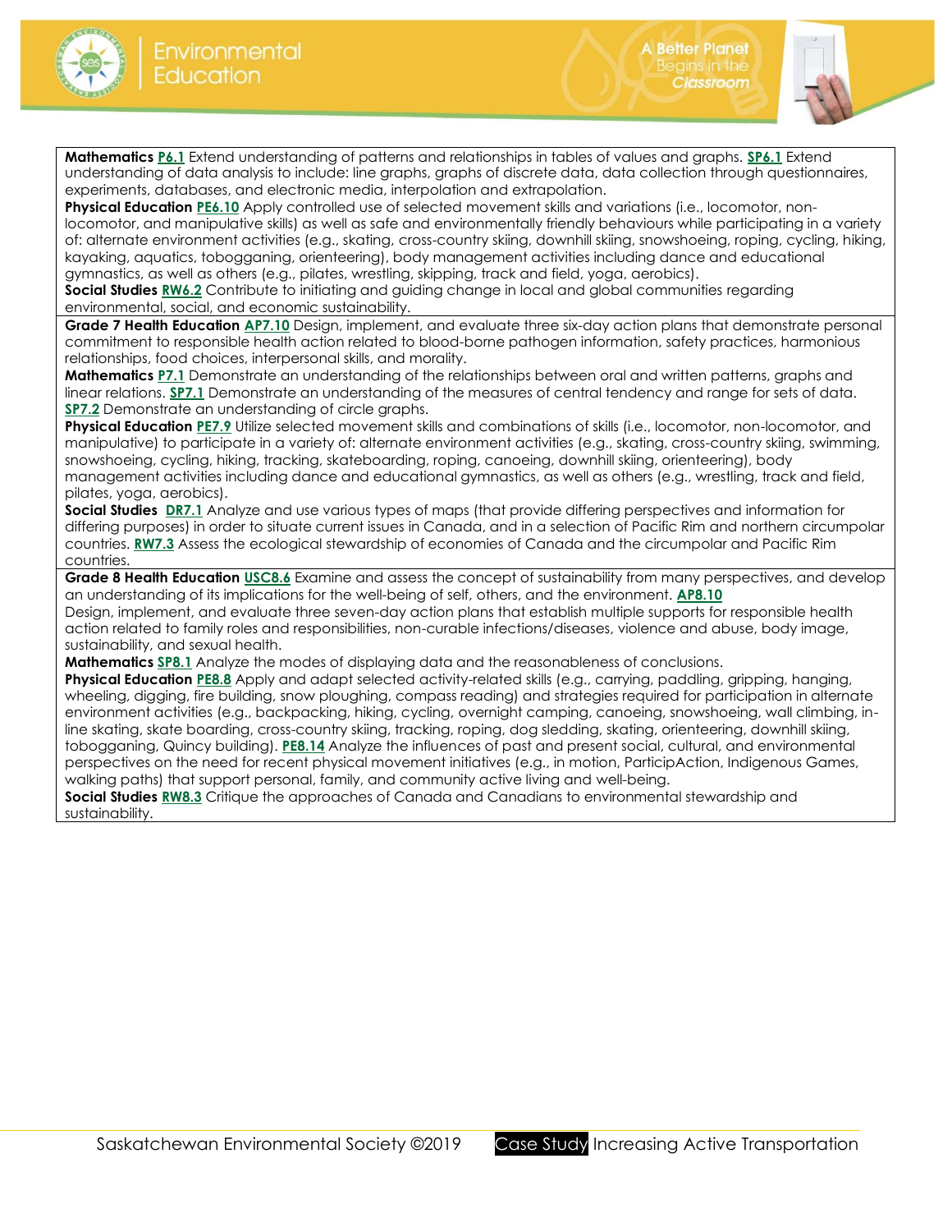**Mathematics** **P6.1** Extend understanding of patterns and relationships in tables of values and graphs. **SP6.1** Extend understanding of data analysis to include: line graphs, graphs of discrete data, data collection through questionnaires, experiments, databases, and electronic media, interpolation and extrapolation.
**Physical Education** **PE6.10** Apply controlled use of selected movement skills and variations (i.e., locomotor, non-locomotor, and manipulative skills) as well as safe and environmentally friendly behaviours while participating in a variety of: alternate environment activities (e.g., skating, cross-country skiing, downhill skiing, snowshoeing, roping, cycling, hiking, kayaking, aquatics, tobogganing, orienteering), body management activities including dance and educational gymnastics, as well as others (e.g., pilates, wrestling, skipping, track and field, yoga, aerobics).
**Social Studies** **RW6.2** Contribute to initiating and guiding change in local and global communities regarding environmental, social, and economic sustainability.

**Grade 7 Health Education** **AP7.10** Design, implement, and evaluate three six-day action plans that demonstrate personal commitment to responsible health action related to blood-borne pathogen information, safety practices, harmonious relationships, food choices, interpersonal skills, and morality.
**Mathematics** **P7.1** Demonstrate an understanding of the relationships between oral and written patterns, graphs and linear relations. **SP7.1** Demonstrate an understanding of the measures of central tendency and range for sets of data. **SP7.2** Demonstrate an understanding of circle graphs.
**Physical Education** **PE7.9** Utilize selected movement skills and combinations of skills (i.e., locomotor, non-locomotor, and manipulative) to participate in a variety of: alternate environment activities (e.g., skating, cross-country skiing, swimming, snowshoeing, cycling, hiking, tracking, skateboarding, roping, canoeing, downhill skiing, orienteering), body management activities including dance and educational gymnastics, as well as others (e.g., wrestling, track and field, pilates, yoga, aerobics).
**Social Studies** **DR7.1** Analyze and use various types of maps (that provide differing perspectives and information for differing purposes) in order to situate current issues in Canada, and in a selection of Pacific Rim and northern circumpolar countries. **RW7.3** Assess the ecological stewardship of economies of Canada and the circumpolar and Pacific Rim countries.

**Grade 8 Health Education** **USC8.6** Examine and assess the concept of sustainability from many perspectives, and develop an understanding of its implications for the well-being of self, others, and the environment. **AP8.10** Design, implement, and evaluate three seven-day action plans that establish multiple supports for responsible health action related to family roles and responsibilities, non-curable infections/diseases, violence and abuse, body image, sustainability, and sexual health.
**Mathematics** **SP8.1** Analyze the modes of displaying data and the reasonableness of conclusions.
**Physical Education** **PE8.8** Apply and adapt selected activity-related skills (e.g., carrying, paddling, gripping, hanging, wheeling, digging, fire building, snow ploughing, compass reading) and strategies required for participation in alternate environment activities (e.g., backpacking, hiking, cycling, overnight camping, canoeing, snowshoeing, wall climbing, in-line skating, skate boarding, cross-country skiing, tracking, roping, dog sledding, skating, orienteering, downhill skiing, tobogganing, Quincy building). **PE8.14** Analyze the influences of past and present social, cultural, and environmental perspectives on the need for recent physical movement initiatives (e.g., in motion, ParticipAction, Indigenous Games, walking paths) that support personal, family, and community active living and well-being.
**Social Studies** **RW8.3** Critique the approaches of Canada and Canadians to environmental stewardship and sustainability.